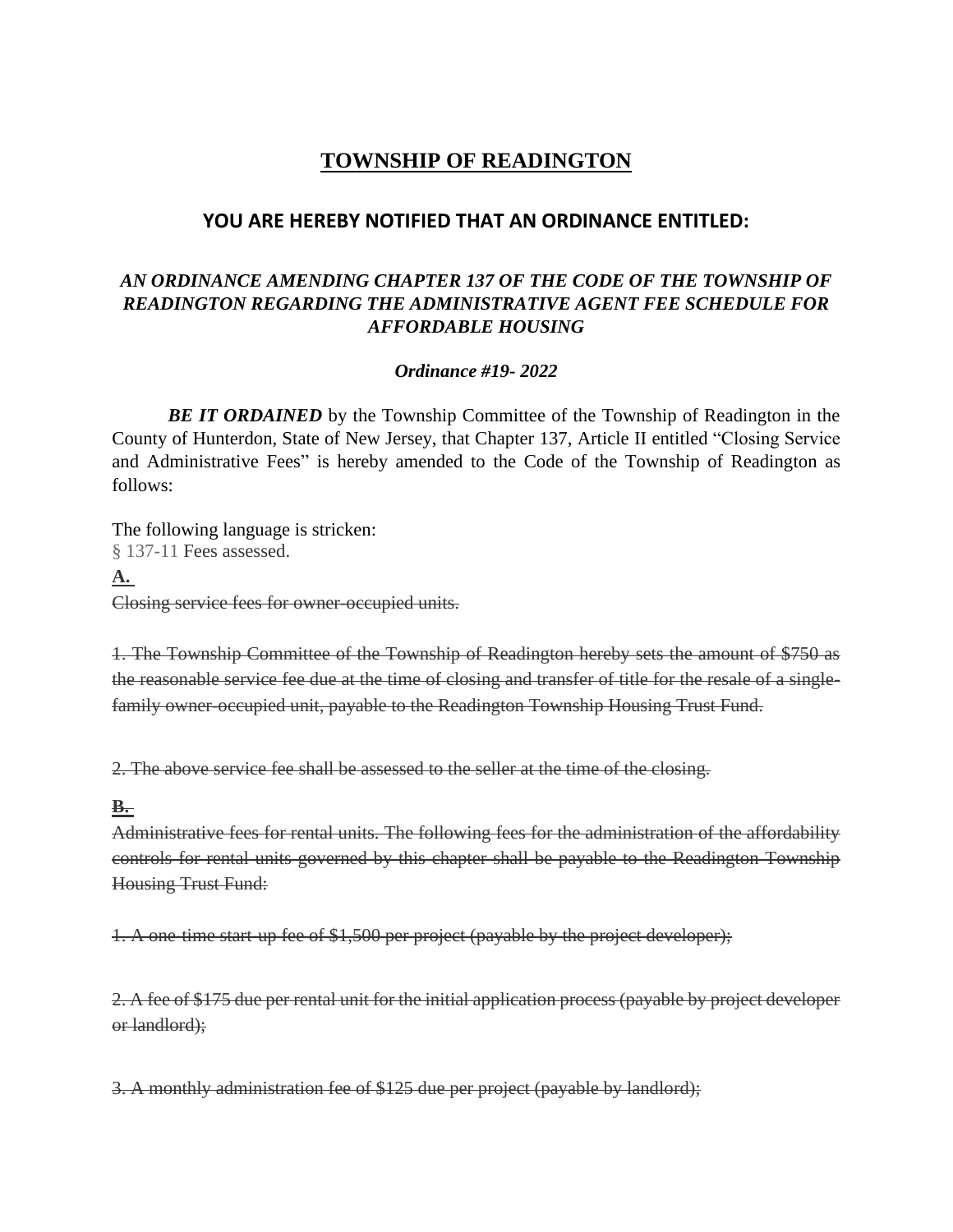# TOWNSHIP OF READINGTON

## YOU ARE HEREBY NOTIFIED THAT AN ORDINANCE ENTITLED:

### *AN ORDINANCE AMENDING CHAPTER 137 OF THE CODE OF THE TOWNSHIP OF READINGTON REGARDING THE ADMINISTRATIVE AGENT FEE SCHEDULE FOR AFFORDABLE HOUSING*

***Ordinance #19- 2022***

***BE IT ORDAINED*** by the Township Committee of the Township of Readington in the County of Hunterdon, State of New Jersey, that Chapter 137, Article II entitled "Closing Service and Administrative Fees" is hereby amended to the Code of the Township of Readington as follows:

The following language is stricken:

§ 137-11 Fees assessed.

~~**A.**~~

~~Closing service fees for owner-occupied units.~~

~~1. The Township Committee of the Township of Readington hereby sets the amount of $750 as the reasonable service fee due at the time of closing and transfer of title for the resale of a single-family owner-occupied unit, payable to the Readington Township Housing Trust Fund.~~

~~2. The above service fee shall be assessed to the seller at the time of the closing.~~

~~**B.**~~

~~Administrative fees for rental units. The following fees for the administration of the affordability controls for rental units governed by this chapter shall be payable to the Readington Township Housing Trust Fund:~~

~~1. A one-time start-up fee of $1,500 per project (payable by the project developer);~~

~~2. A fee of $175 due per rental unit for the initial application process (payable by project developer or landlord);~~

~~3. A monthly administration fee of $125 due per project (payable by landlord);~~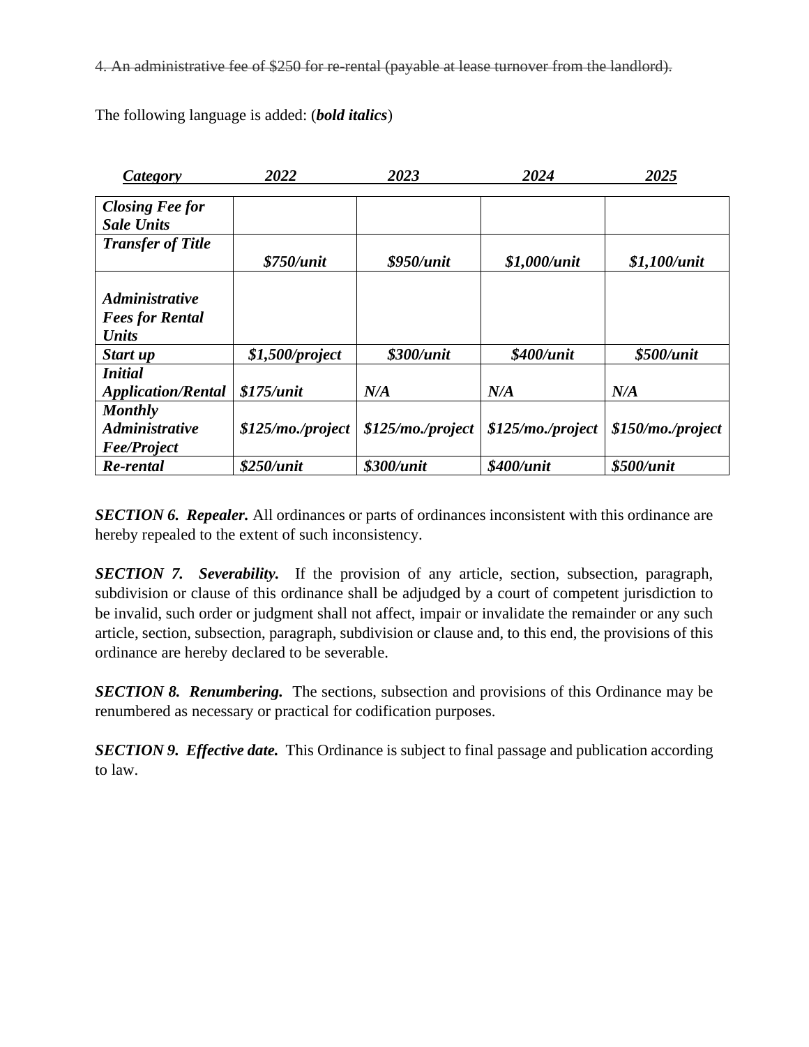~~4. An administrative fee of $250 for re-rental (payable at lease turnover from the landlord).~~

The following language is added: (***bold italics***)

| ***Category*** | ***2022*** | ***2023*** | ***2024*** | ***2025*** |
|---|---|---|---|---|
| ***Closing Fee for Sale Units*** | | | | |
| ***Transfer of Title*** | ***$750/unit*** | ***$950/unit*** | ***$1,000/unit*** | ***$1,100/unit*** |
| ***Administrative Fees for Rental Units*** | | | | |
| ***Start up*** | ***$1,500/project*** | ***$300/unit*** | ***$400/unit*** | ***$500/unit*** |
| ***Initial Application/Rental*** | ***$175/unit*** | ***N/A*** | ***N/A*** | ***N/A*** |
| ***Monthly Administrative Fee/Project*** | ***$125/mo./project*** | ***$125/mo./project*** | ***$125/mo./project*** | ***$150/mo./project*** |
| ***Re-rental*** | ***$250/unit*** | ***$300/unit*** | ***$400/unit*** | ***$500/unit*** |

***SECTION 6. Repealer.*** All ordinances or parts of ordinances inconsistent with this ordinance are hereby repealed to the extent of such inconsistency.

***SECTION 7. Severability.*** If the provision of any article, section, subsection, paragraph, subdivision or clause of this ordinance shall be adjudged by a court of competent jurisdiction to be invalid, such order or judgment shall not affect, impair or invalidate the remainder or any such article, section, subsection, paragraph, subdivision or clause and, to this end, the provisions of this ordinance are hereby declared to be severable.

***SECTION 8. Renumbering.*** The sections, subsection and provisions of this Ordinance may be renumbered as necessary or practical for codification purposes.

***SECTION 9. Effective date.*** This Ordinance is subject to final passage and publication according to law.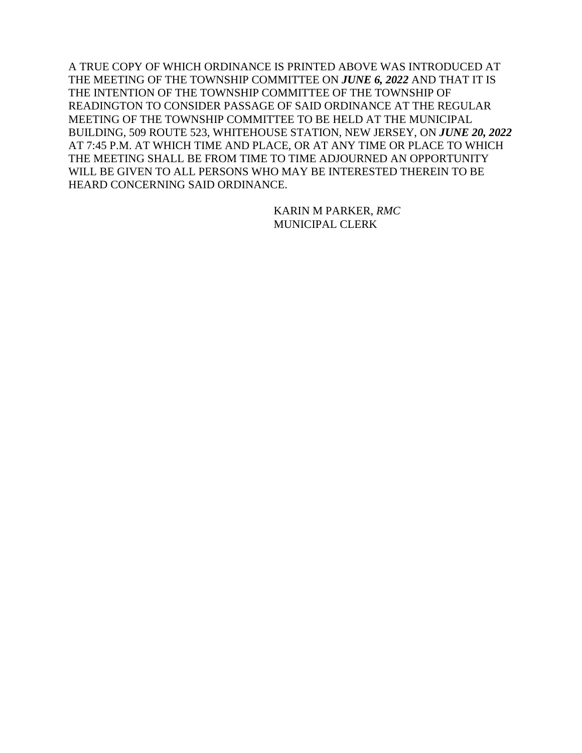A TRUE COPY OF WHICH ORDINANCE IS PRINTED ABOVE WAS INTRODUCED AT THE MEETING OF THE TOWNSHIP COMMITTEE ON ***JUNE 6, 2022*** AND THAT IT IS THE INTENTION OF THE TOWNSHIP COMMITTEE OF THE TOWNSHIP OF READINGTON TO CONSIDER PASSAGE OF SAID ORDINANCE AT THE REGULAR MEETING OF THE TOWNSHIP COMMITTEE TO BE HELD AT THE MUNICIPAL BUILDING, 509 ROUTE 523, WHITEHOUSE STATION, NEW JERSEY, ON ***JUNE 20, 2022*** AT 7:45 P.M. AT WHICH TIME AND PLACE, OR AT ANY TIME OR PLACE TO WHICH THE MEETING SHALL BE FROM TIME TO TIME ADJOURNED AN OPPORTUNITY WILL BE GIVEN TO ALL PERSONS WHO MAY BE INTERESTED THEREIN TO BE HEARD CONCERNING SAID ORDINANCE.

KARIN M PARKER, *RMC*
MUNICIPAL CLERK